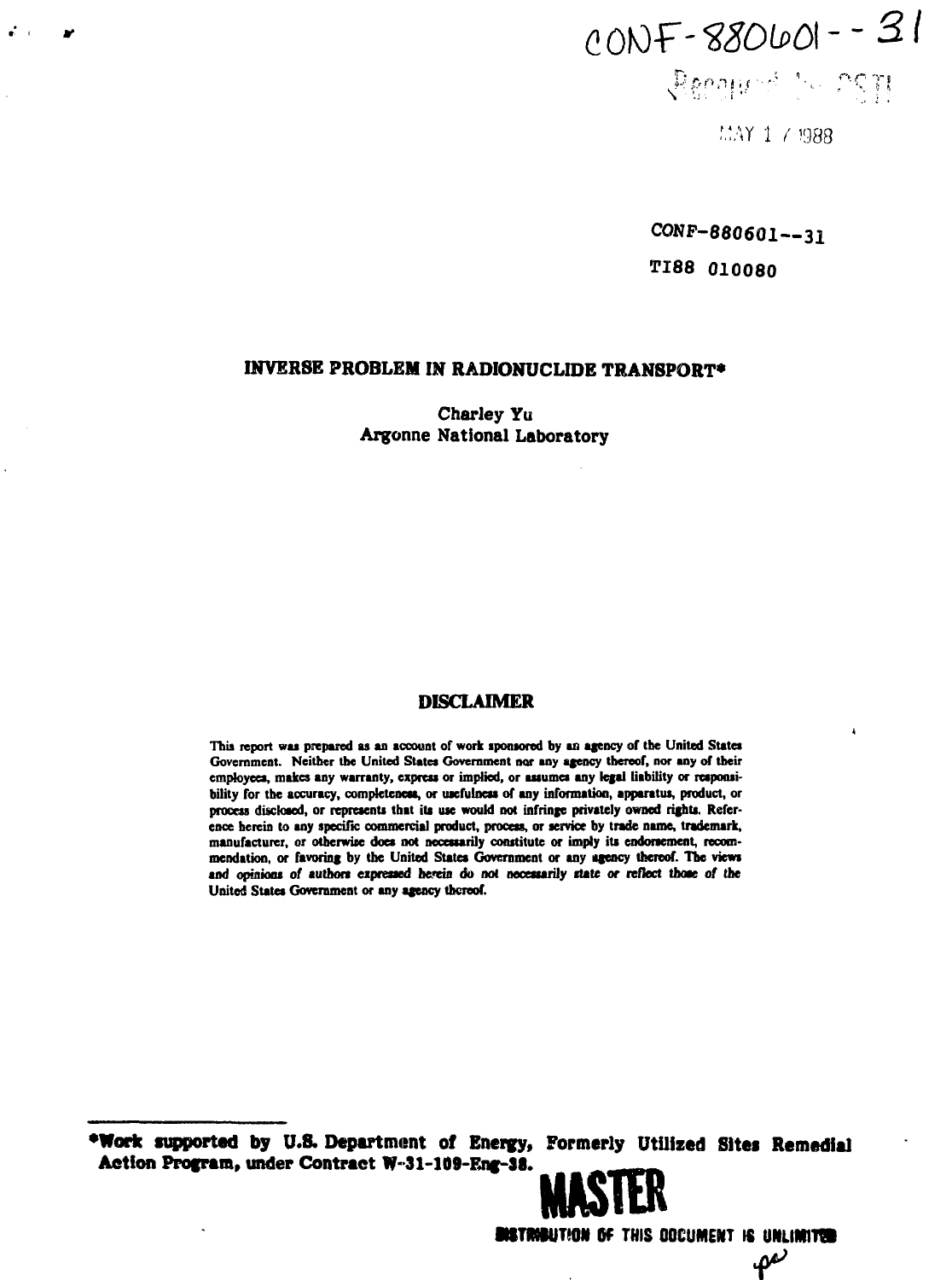CONF-880601--31

Received by OSTI

MAY 1 7 1988

CONF-880601--31

TI88 010080

# INVERSE PROBLEM IN RADIONUCLIDE TRANSPORT*

Charley Yu
Argonne National Laboratory

## DISCLAIMER

This report was prepared as an account of work sponsored by an agency of the United States Government. Neither the United States Government nor any agency thereof, nor any of their employees, makes any warranty, express or implied, or assumes any legal liability or responsibility for the accuracy, completeness, or usefulness of any information, apparatus, product, or process disclosed, or represents that its use would not infringe privately owned rights. Reference herein to any specific commercial product, process, or service by trade name, trademark, manufacturer, or otherwise does not necessarily constitute or imply its endorsement, recommendation, or favoring by the United States Government or any agency thereof. The views and opinions of authors expressed herein do not necessarily state or reflect those of the United States Government or any agency thereof.

---

**\*Work supported by U.S. Department of Energy, Formerly Utilized Sites Remedial Action Program, under Contract W-31-109-Eng-38.**

**MASTER**

**DISTRIBUTION OF THIS DOCUMENT IS UNLIMITED**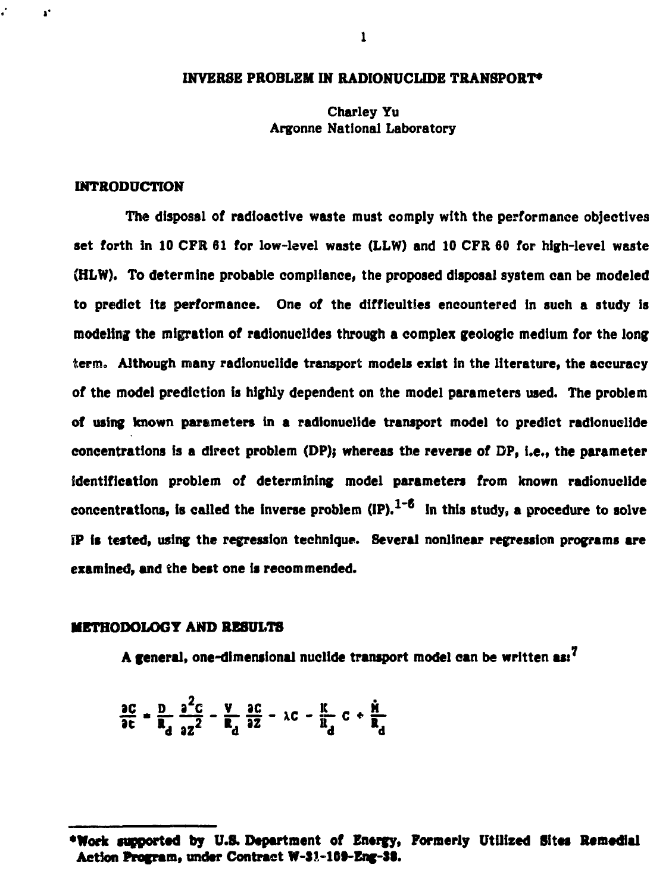# INVERSE PROBLEM IN RADIONUCLIDE TRANSPORT*

Charley Yu
Argonne National Laboratory

## INTRODUCTION

The disposal of radioactive waste must comply with the performance objectives set forth in 10 CFR 61 for low-level waste (LLW) and 10 CFR 60 for high-level waste (HLW). To determine probable compliance, the proposed disposal system can be modeled to predict its performance. One of the difficulties encountered in such a study is modeling the migration of radionuclides through a complex geologic medium for the long term. Although many radionuclide transport models exist in the literature, the accuracy of the model prediction is highly dependent on the model parameters used. The problem of using known parameters in a radionuclide transport model to predict radionuclide concentrations is a direct problem (DP); whereas the reverse of DP, i.e., the parameter identification problem of determining model parameters from known radionuclide concentrations, is called the inverse problem (IP).[1-6] In this study, a procedure to solve IP is tested, using the regression technique. Several nonlinear regression programs are examined, and the best one is recommended.

## METHODOLOGY AND RESULTS

A general, one-dimensional nuclide transport model can be written as:[7]

$$\frac{\partial C}{\partial t} = \frac{D}{R_d}\frac{\partial^2 C}{\partial Z^2} - \frac{V}{R_d}\frac{\partial C}{\partial Z} - \lambda C - \frac{K}{R_d} C + \frac{\dot{M}}{R_d}$$

---

*Work supported by U.S. Department of Energy, Formerly Utilized Sites Remedial Action Program, under Contract W-31-109-Eng-38.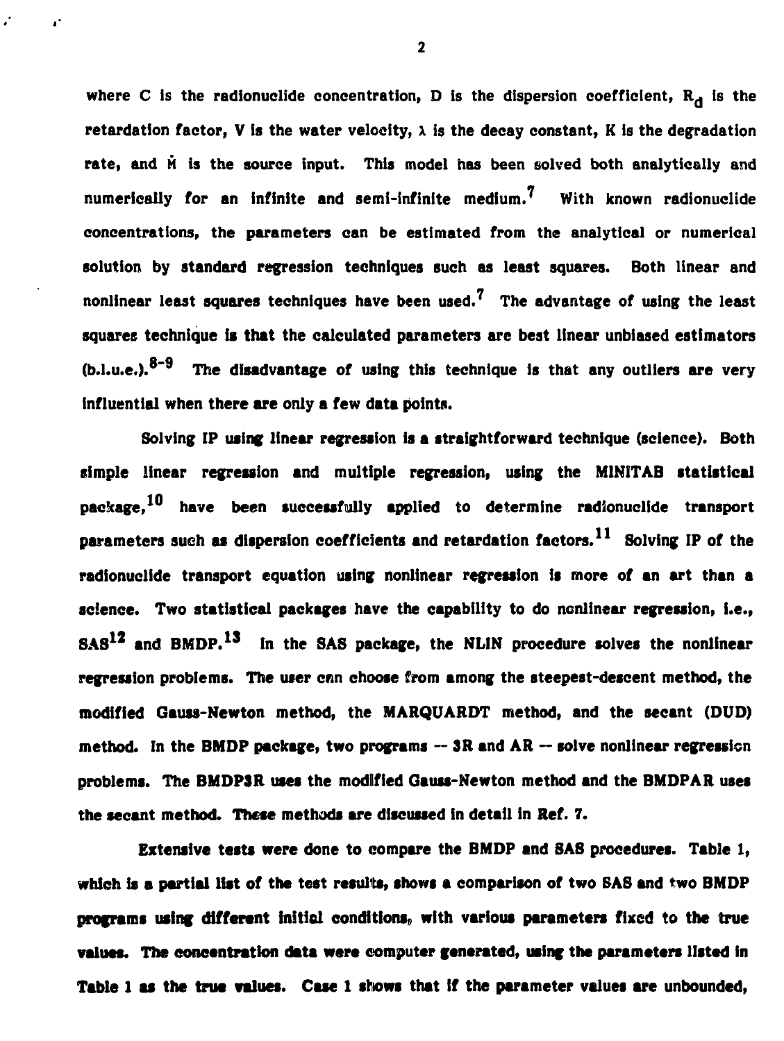where C is the radionuclide concentration, D is the dispersion coefficient, $R_d$ is the retardation factor, V is the water velocity, $\lambda$ is the decay constant, K is the degradation rate, and $\dot{M}$ is the source input. This model has been solved both analytically and numerically for an infinite and semi-infinite medium.[7] With known radionuclide concentrations, the parameters can be estimated from the analytical or numerical solution by standard regression techniques such as least squares. Both linear and nonlinear least squares techniques have been used.[7] The advantage of using the least squares technique is that the calculated parameters are best linear unbiased estimators (b.l.u.e.).[8-9] The disadvantage of using this technique is that any outliers are very influential when there are only a few data points.

Solving IP using linear regression is a straightforward technique (science). Both simple linear regression and multiple regression, using the MINITAB statistical package,[10] have been successfully applied to determine radionuclide transport parameters such as dispersion coefficients and retardation factors.[11] Solving IP of the radionuclide transport equation using nonlinear regression is more of an art than a science. Two statistical packages have the capability to do nonlinear regression, i.e., SAS[12] and BMDP.[13] In the SAS package, the NLIN procedure solves the nonlinear regression problems. The user can choose from among the steepest-descent method, the modified Gauss-Newton method, the MARQUARDT method, and the secant (DUD) method. In the BMDP package, two programs -- 3R and AR -- solve nonlinear regression problems. The BMDP3R uses the modified Gauss-Newton method and the BMDPAR uses the secant method. These methods are discussed in detail in Ref. 7.

Extensive tests were done to compare the BMDP and SAS procedures. Table 1, which is a partial list of the test results, shows a comparison of two SAS and two BMDP programs using different initial conditions, with various parameters fixed to the true values. The concentration data were computer generated, using the parameters listed in Table 1 as the true values. Case 1 shows that if the parameter values are unbounded,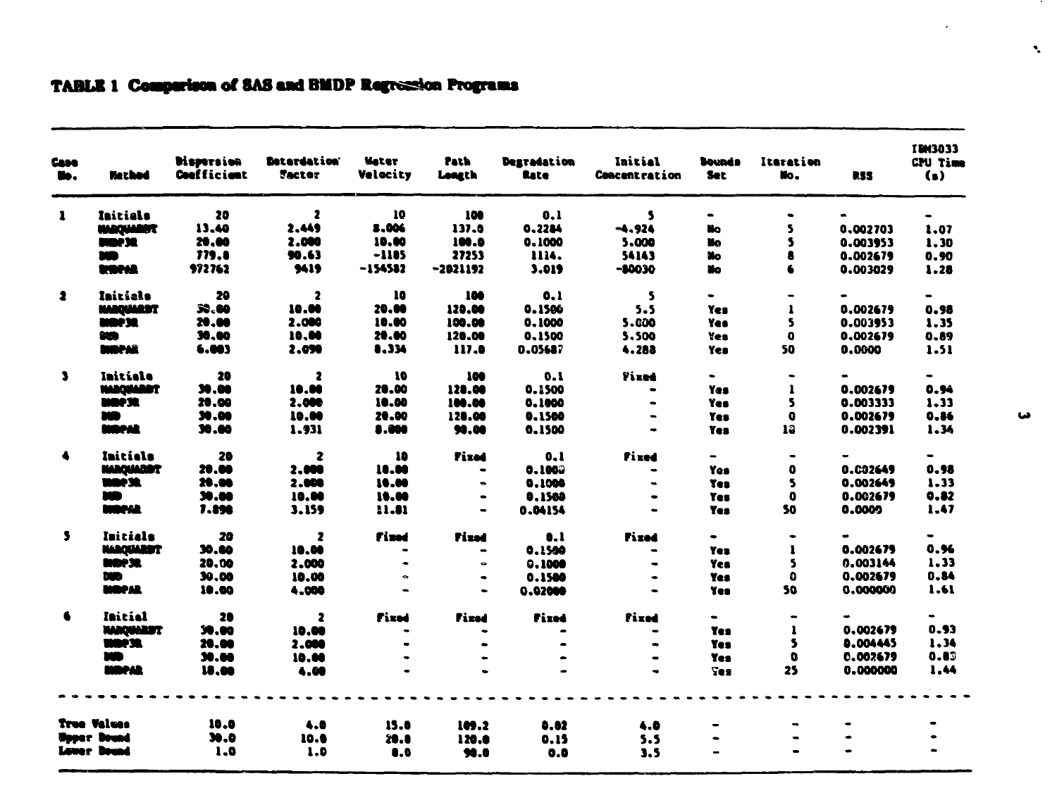**TABLE 1 Comparison of SAS and BMDP Regression Programs**

| Case No. | Method | Dispersion Coefficient | Retardation Factor | Water Velocity | Path Length | Degradation Rate | Initial Concentration | Bounds Set | Iteration No. | RSS | IBM3033 CPU Time (s) |
|---|---|---|---|---|---|---|---|---|---|---|---|
| 1 | Initials | 20 | 2 | 10 | 100 | 0.1 | 5 | - | - | - | - |
| | MARQUARDT | 13.40 | 2.449 | 8.006 | 137.0 | 0.2284 | -4.924 | No | 5 | 0.002703 | 1.07 |
| | BMDP3R | 20.00 | 2.000 | 10.00 | 100.0 | 0.1000 | 5.000 | No | 5 | 0.003953 | 1.30 |
| | DUD | 779.8 | 90.63 | -1185 | 27253 | 1114. | 54143 | No | 8 | 0.002679 | 0.90 |
| | BMDPAR | 972762 | 9419 | -154582 | -2021192 | 3.019 | -80030 | No | 6 | 0.003029 | 1.28 |
| 2 | Initials | 20 | 2 | 10 | 100 | 0.1 | 5 | - | - | - | - |
| | MARQUARDT | 30.00 | 10.00 | 20.00 | 120.00 | 0.1500 | 5.5 | Yes | 1 | 0.002679 | 0.98 |
| | BMDP3R | 20.00 | 2.000 | 10.00 | 100.00 | 0.1000 | 5.000 | Yes | 5 | 0.003953 | 1.35 |
| | DUD | 30.00 | 10.00 | 20.00 | 120.00 | 0.1500 | 5.500 | Yes | 0 | 0.002679 | 0.89 |
| | BMDPAR | 6.003 | 2.090 | 8.334 | 117.0 | 0.05687 | 4.288 | Yes | 50 | 0.0000 | 1.51 |
| 3 | Initials | 20 | 2 | 10 | 100 | 0.1 | Fixed | - | - | - | - |
| | MARQUARDT | 30.00 | 10.00 | 20.00 | 120.00 | 0.1500 | - | Yes | 1 | 0.002679 | 0.94 |
| | BMDP3R | 20.00 | 2.000 | 10.00 | 100.00 | 0.1000 | - | Yes | 5 | 0.003333 | 1.33 |
| | DUD | 30.00 | 10.00 | 20.00 | 120.00 | 0.1500 | - | Yes | 0 | 0.002679 | 0.86 |
| | BMDPAR | 30.00 | 1.931 | 8.000 | 90.00 | 0.1500 | - | Yes | 13 | 0.002391 | 1.34 |
| 4 | Initials | 20 | 2 | 10 | Fixed | 0.1 | Fixed | - | - | - | - |
| | MARQUARDT | 20.00 | 2.000 | 10.00 | - | 0.1000 | - | Yes | 0 | 0.002649 | 0.98 |
| | BMDP3R | 20.00 | 2.000 | 10.00 | - | 0.1000 | - | Yes | 5 | 0.002649 | 1.33 |
| | DUD | 30.00 | 10.00 | 10.00 | - | 0.1500 | - | Yes | 0 | 0.002679 | 0.82 |
| | BMDPAR | 7.890 | 3.159 | 11.81 | - | 0.04154 | - | Yes | 50 | 0.0009 | 1.47 |
| 5 | Initials | 20 | 2 | Fixed | Fixed | 0.1 | Fixed | - | - | - | - |
| | MARQUARDT | 30.00 | 10.00 | - | - | 0.1500 | - | Yes | 1 | 0.002679 | 0.96 |
| | BMDP3R | 20.00 | 2.000 | - | - | 0.1000 | - | Yes | 5 | 0.003144 | 1.33 |
| | DUD | 30.00 | 10.00 | - | - | 0.1500 | - | Yes | 0 | 0.002679 | 0.84 |
| | BMDPAR | 10.00 | 4.000 | - | - | 0.02000 | - | Yes | 50 | 0.000000 | 1.61 |
| 6 | Initial | 20 | 2 | Fixed | Fixed | Fixed | Fixed | - | - | - | - |
| | MARQUARDT | 30.00 | 10.00 | - | - | - | - | Yes | 1 | 0.002679 | 0.93 |
| | BMDP3R | 20.00 | 2.000 | - | - | - | - | Yes | 5 | 0.004445 | 1.34 |
| | DUD | 30.00 | 10.00 | - | - | - | - | Yes | 0 | 0.002679 | 0.83 |
| | BMDPAR | 10.00 | 4.00 | - | - | - | - | Yes | 25 | 0.000000 | 1.44 |
| True Values | | 10.0 | 4.0 | 15.0 | 109.2 | 0.02 | 4.0 | - | - | - | - |
| Upper Bound | | 30.0 | 10.0 | 20.0 | 120.0 | 0.15 | 5.5 | - | - | - | - |
| Lower Bound | | 1.0 | 1.0 | 8.0 | 90.0 | 0.0 | 3.5 | - | - | - | - |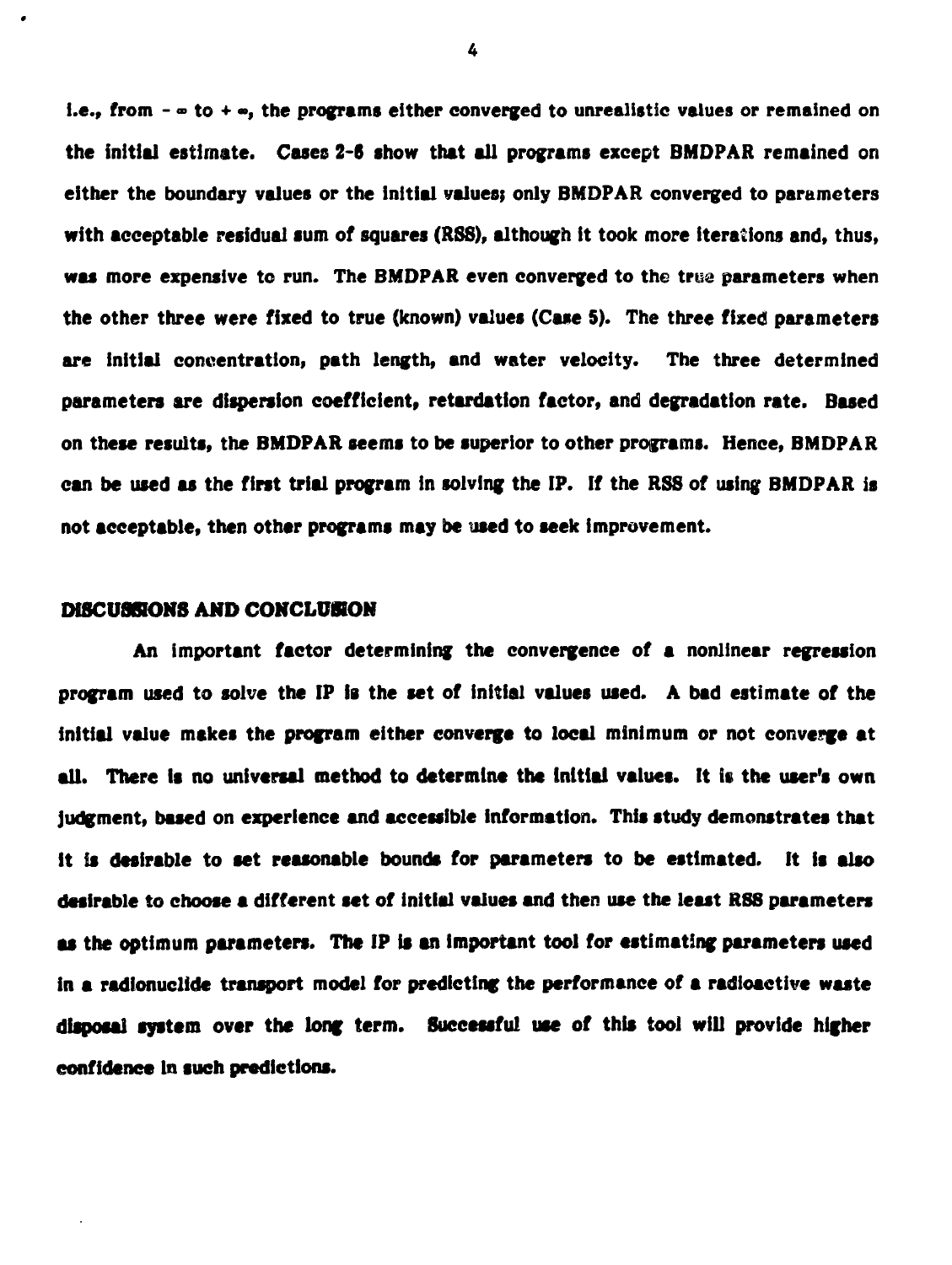i.e., from $-\infty$ to $+\infty$, the programs either converged to unrealistic values or remained on the initial estimate. Cases 2-6 show that all programs except BMDPAR remained on either the boundary values or the initial values; only BMDPAR converged to parameters with acceptable residual sum of squares (RSS), although it took more iterations and, thus, was more expensive to run. The BMDPAR even converged to the true parameters when the other three were fixed to true (known) values (Case 5). The three fixed parameters are initial concentration, path length, and water velocity. The three determined parameters are dispersion coefficient, retardation factor, and degradation rate. Based on these results, the BMDPAR seems to be superior to other programs. Hence, BMDPAR can be used as the first trial program in solving the IP. If the RSS of using BMDPAR is not acceptable, then other programs may be used to seek improvement.

## DISCUSSIONS AND CONCLUSION

An important factor determining the convergence of a nonlinear regression program used to solve the IP is the set of initial values used. A bad estimate of the initial value makes the program either converge to local minimum or not converge at all. There is no universal method to determine the initial values. It is the user's own judgment, based on experience and accessible information. This study demonstrates that it is desirable to set reasonable bounds for parameters to be estimated. It is also desirable to choose a different set of initial values and then use the least RSS parameters as the optimum parameters. The IP is an important tool for estimating parameters used in a radionuclide transport model for predicting the performance of a radioactive waste disposal system over the long term. Successful use of this tool will provide higher confidence in such predictions.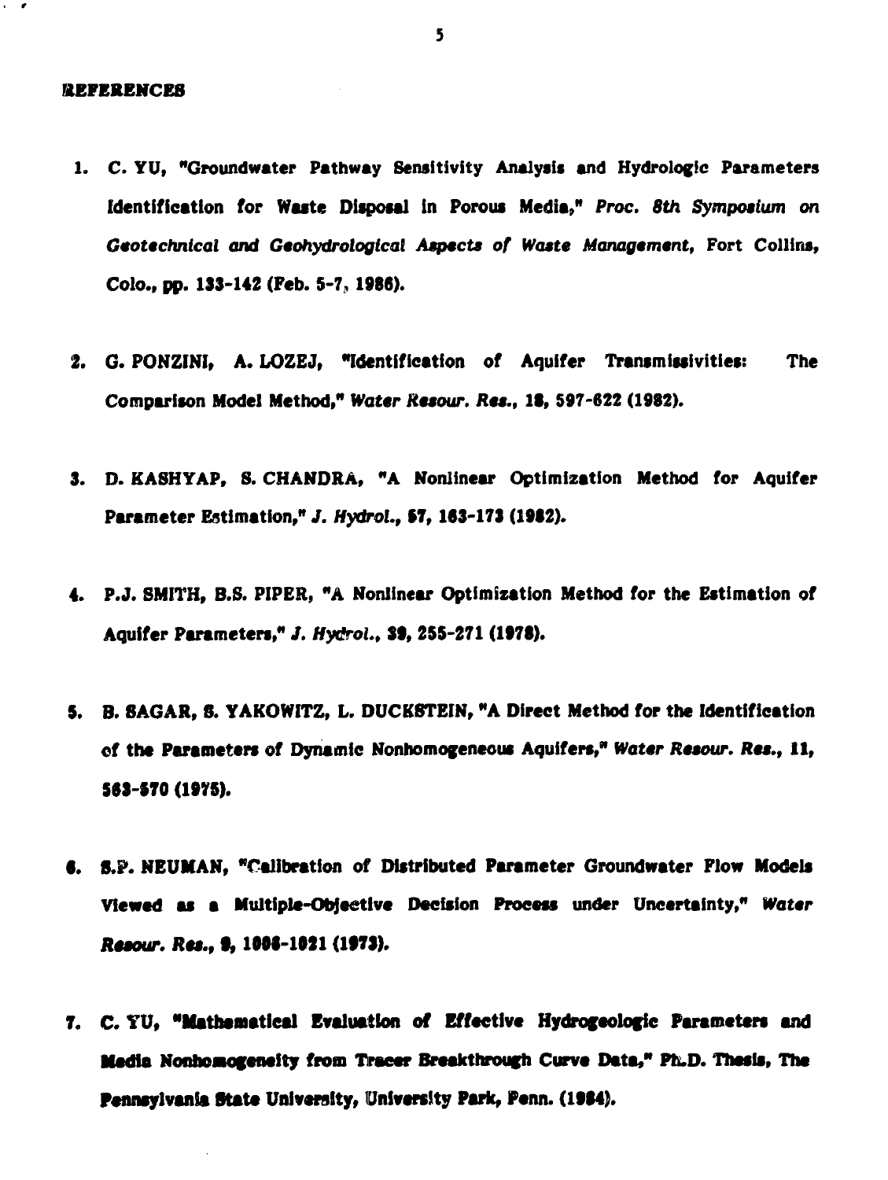## REFERENCES

1. C. YU, "Groundwater Pathway Sensitivity Analysis and Hydrologic Parameters Identification for Waste Disposal in Porous Media," *Proc. 8th Symposium on Geotechnical and Geohydrological Aspects of Waste Management*, Fort Collins, Colo., pp. 133-142 (Feb. 5-7, 1986).

2. G. PONZINI, A. LOZEJ, "Identification of Aquifer Transmissivities: The Comparison Model Method," *Water Resour. Res.*, 18, 597-622 (1982).

3. D. KASHYAP, S. CHANDRA, "A Nonlinear Optimization Method for Aquifer Parameter Estimation," *J. Hydrol.*, 57, 163-173 (1982).

4. P.J. SMITH, B.S. PIPER, "A Nonlinear Optimization Method for the Estimation of Aquifer Parameters," *J. Hydrol.*, 39, 255-271 (1978).

5. B. SAGAR, S. YAKOWITZ, L. DUCKSTEIN, "A Direct Method for the Identification of the Parameters of Dynamic Nonhomogeneous Aquifers," *Water Resour. Res.*, 11, 563-570 (1975).

6. S.P. NEUMAN, "Calibration of Distributed Parameter Groundwater Flow Models Viewed as a Multiple-Objective Decision Process under Uncertainty," *Water Resour. Res.*, 9, 1006-1021 (1973).

7. C. YU, "Mathematical Evaluation of Effective Hydrogeologic Parameters and Media Nonhomogeneity from Tracer Breakthrough Curve Data," Ph.D. Thesis, The Pennsylvania State University, University Park, Penn. (1984).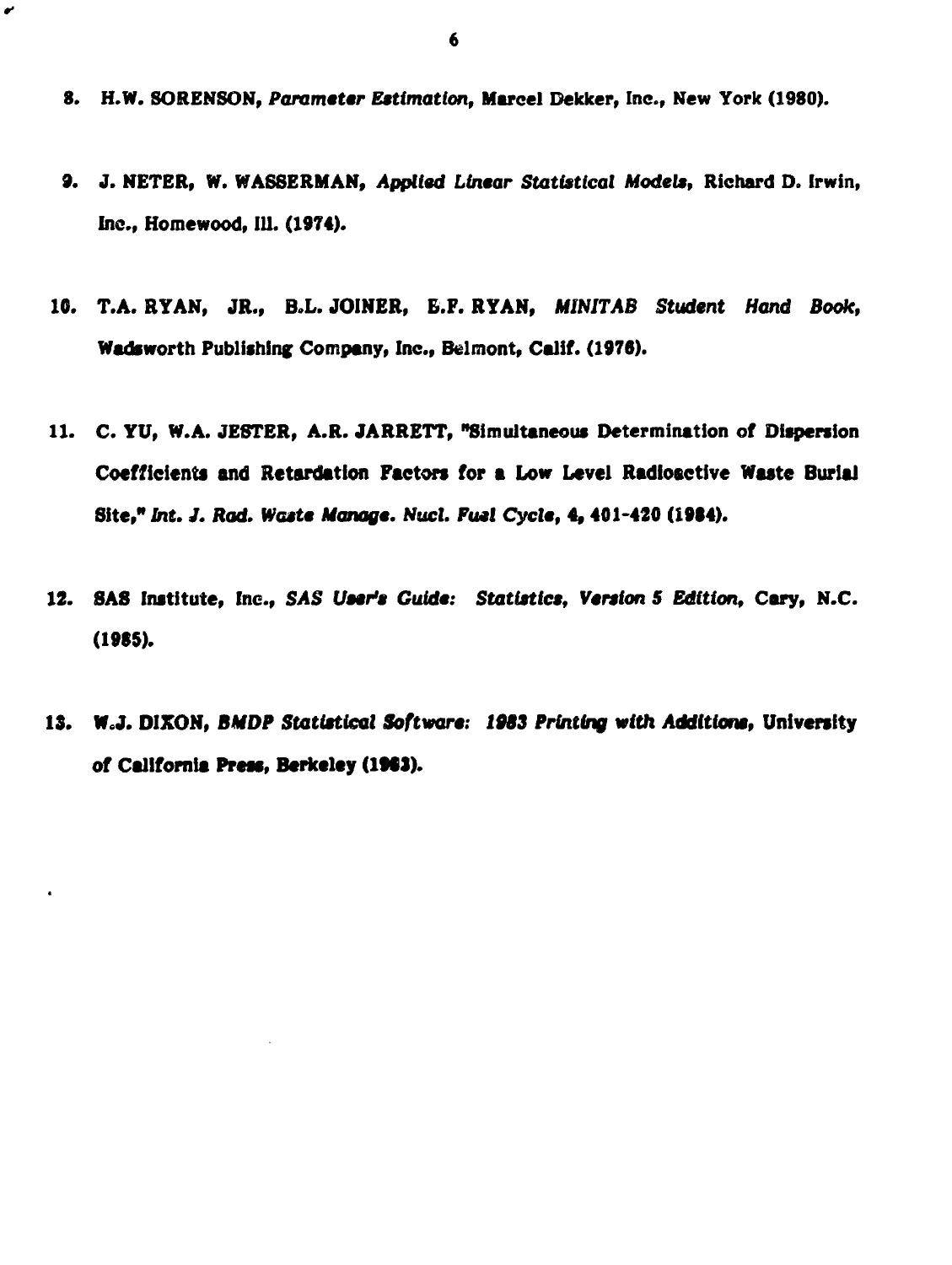8. H.W. SORENSON, *Parameter Estimation*, Marcel Dekker, Inc., New York (1980).

9. J. NETER, W. WASSERMAN, *Applied Linear Statistical Models*, Richard D. Irwin, Inc., Homewood, Ill. (1974).

10. T.A. RYAN, JR., B.L. JOINER, B.F. RYAN, *MINITAB Student Hand Book*, Wadsworth Publishing Company, Inc., Belmont, Calif. (1976).

11. C. YU, W.A. JESTER, A.R. JARRETT, "Simultaneous Determination of Dispersion Coefficients and Retardation Factors for a Low Level Radioactive Waste Burial Site," *Int. J. Rad. Waste Manage. Nucl. Fuel Cycle*, **4**, 401-420 (1984).

12. SAS Institute, Inc., *SAS User's Guide: Statistics, Version 5 Edition*, Cary, N.C. (1985).

13. W.J. DIXON, *BMDP Statistical Software: 1983 Printing with Additions*, University of California Press, Berkeley (1983).